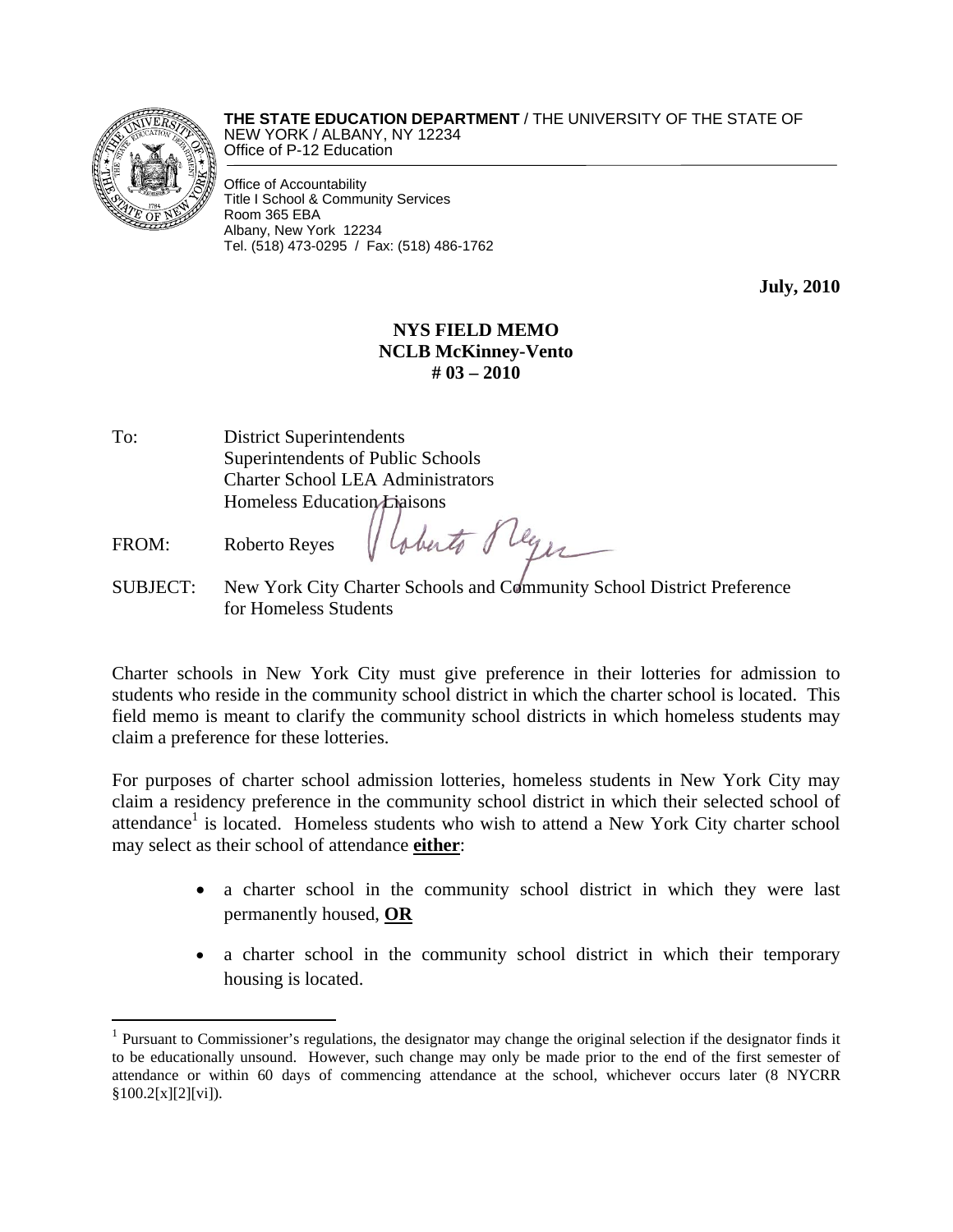**THE STATE EDUCATION DEPARTMENT** / THE UNIVERSITY OF THE STATE OF NEW YORK / ALBANY, NY 12234
Office of P-12 Education

Office of Accountability
Title I School & Community Services
Room 365 EBA
Albany, New York 12234
Tel. (518) 473-0295 / Fax: (518) 486-1762

**July, 2010**

**NYS FIELD MEMO**
**NCLB McKinney-Vento**
**# 03 – 2010**

To: District Superintendents
Superintendents of Public Schools
Charter School LEA Administrators
Homeless Education Liaisons

FROM: Roberto Reyes

SUBJECT: New York City Charter Schools and Community School District Preference for Homeless Students

Charter schools in New York City must give preference in their lotteries for admission to students who reside in the community school district in which the charter school is located. This field memo is meant to clarify the community school districts in which homeless students may claim a preference for these lotteries.

For purposes of charter school admission lotteries, homeless students in New York City may claim a residency preference in the community school district in which their selected school of attendance[1] is located. Homeless students who wish to attend a New York City charter school may select as their school of attendance **either**:

- a charter school in the community school district in which they were last permanently housed, **OR**
- a charter school in the community school district in which their temporary housing is located.

[1] Pursuant to Commissioner's regulations, the designator may change the original selection if the designator finds it to be educationally unsound. However, such change may only be made prior to the end of the first semester of attendance or within 60 days of commencing attendance at the school, whichever occurs later (8 NYCRR §100.2[x][2][vi]).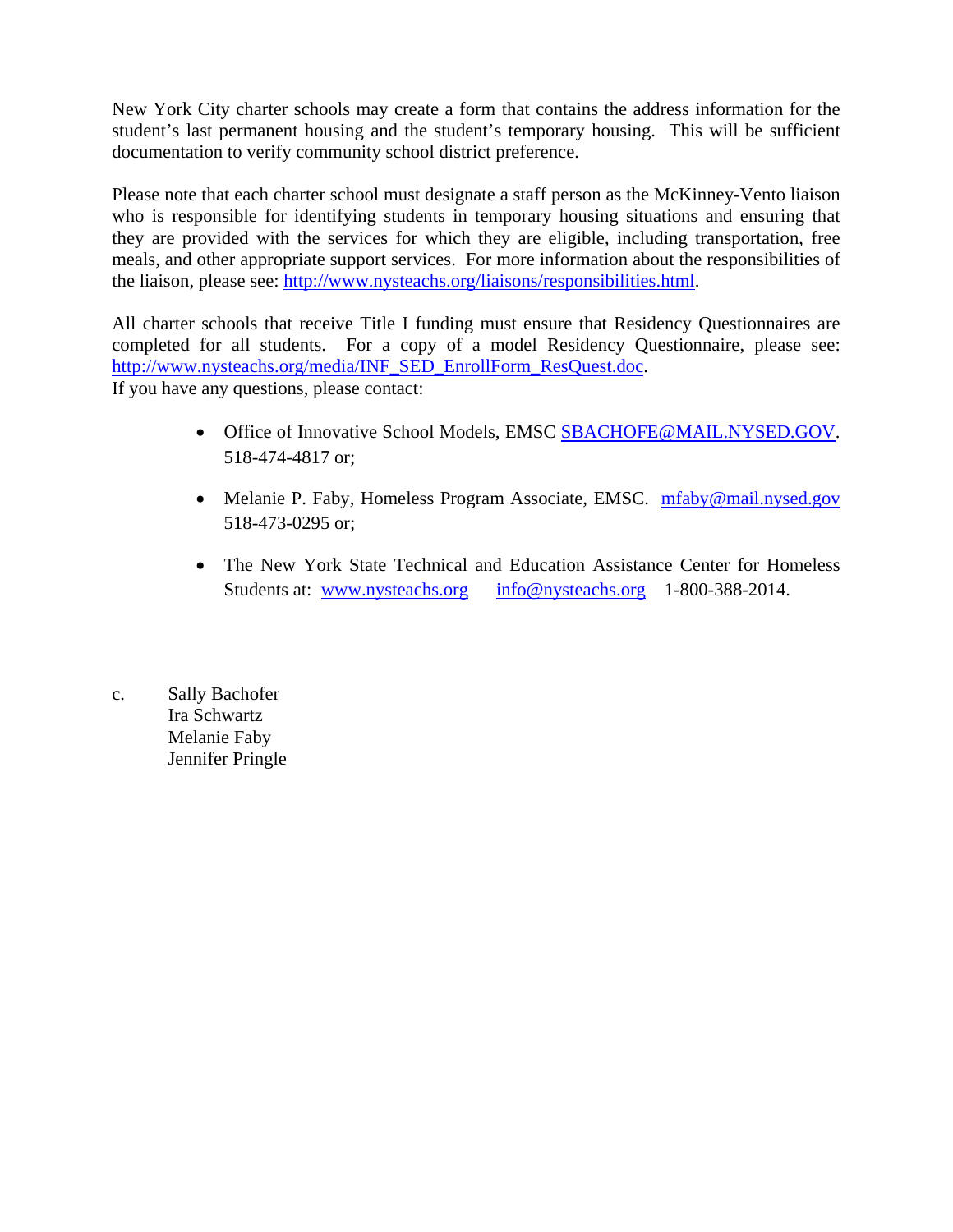New York City charter schools may create a form that contains the address information for the student's last permanent housing and the student's temporary housing. This will be sufficient documentation to verify community school district preference.

Please note that each charter school must designate a staff person as the McKinney-Vento liaison who is responsible for identifying students in temporary housing situations and ensuring that they are provided with the services for which they are eligible, including transportation, free meals, and other appropriate support services. For more information about the responsibilities of the liaison, please see: http://www.nysteachs.org/liaisons/responsibilities.html.

All charter schools that receive Title I funding must ensure that Residency Questionnaires are completed for all students. For a copy of a model Residency Questionnaire, please see: http://www.nysteachs.org/media/INF_SED_EnrollForm_ResQuest.doc.
If you have any questions, please contact:

- Office of Innovative School Models, EMSC SBACHOFE@MAIL.NYSED.GOV. 518-474-4817 or;
- Melanie P. Faby, Homeless Program Associate, EMSC. mfaby@mail.nysed.gov 518-473-0295 or;
- The New York State Technical and Education Assistance Center for Homeless Students at: www.nysteachs.org info@nysteachs.org 1-800-388-2014.

c. Sally Bachofer
Ira Schwartz
Melanie Faby
Jennifer Pringle